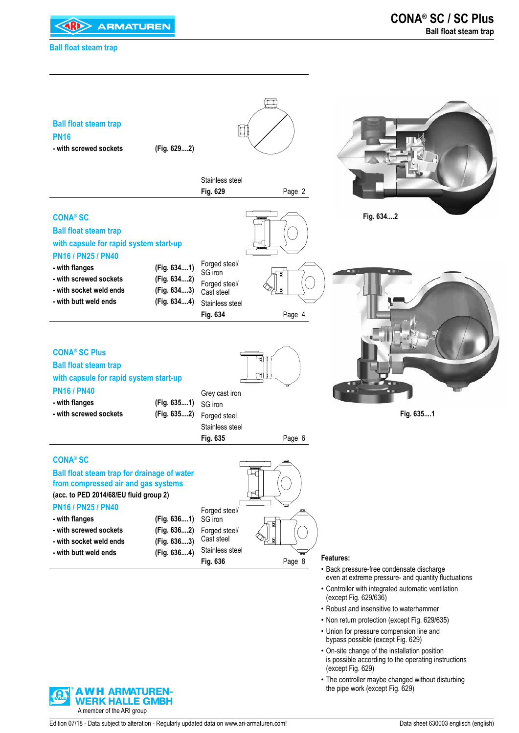# CONA® SC / SC Plus

**Ball float steam trap**

Ball float steam trap

## Ball float steam trap
## PN16

| | | | |
|---|---|---|---|
| **- with screwed sockets** | **(Fig. 629....2)** | Stainless steel | |
| | | **Fig. 629** | Page 2 |

## CONA® SC
## Ball float steam trap
## with capsule for rapid system start-up
## PN16 / PN25 / PN40

| | | | |
|---|---|---|---|
| **- with flanges** | **(Fig. 634....1)** | Forged steel/ SG iron | |
| **- with screwed sockets** | **(Fig. 634....2)** | Forged steel/ Cast steel | |
| **- with socket weld ends** | **(Fig. 634....3)** | Stainless steel | |
| **- with butt weld ends** | **(Fig. 634....4)** | **Fig. 634** | Page 4 |

Fig. 634....2

## CONA® SC Plus
## Ball float steam trap
## with capsule for rapid system start-up
## PN16 / PN40

| | | | |
|---|---|---|---|
| | | Grey cast iron | |
| **- with flanges** | **(Fig. 635....1)** | SG iron | |
| **- with screwed sockets** | **(Fig. 635....2)** | Forged steel | |
| | | Stainless steel | |
| | | **Fig. 635** | Page 6 |

Fig. 635....1

## CONA® SC
## Ball float steam trap for drainage of water from compressed air and gas systems
**(acc. to PED 2014/68/EU fluid group 2)**
## PN16 / PN25 / PN40

| | | | |
|---|---|---|---|
| **- with flanges** | **(Fig. 636....1)** | Forged steel/ SG iron | |
| **- with screwed sockets** | **(Fig. 636....2)** | Forged steel/ Cast steel | |
| **- with socket weld ends** | **(Fig. 636....3)** | Stainless steel | |
| **- with butt weld ends** | **(Fig. 636....4)** | **Fig. 636** | Page 8 |

**Features:**

- Back pressure-free condensate discharge even at extreme pressure- and quantity fluctuations
- Controller with integrated automatic ventilation (except Fig. 629/636)
- Robust and insensitive to waterhammer
- Non return protection (except Fig. 629/635)
- Union for pressure compension line and bypass possible (except Fig. 629)
- On-site change of the installation position is possible according to the operating instructions (except Fig. 629)
- The controller maybe changed without disturbing the pipe work (except Fig. 629)

**AWH ARMATUREN-WERK HALLE GMBH**
A member of the ARI group

Edition 07/18 - Data subject to alteration - Regularly updated data on www.ari-armaturen.com!

Data sheet 630003 englisch (english)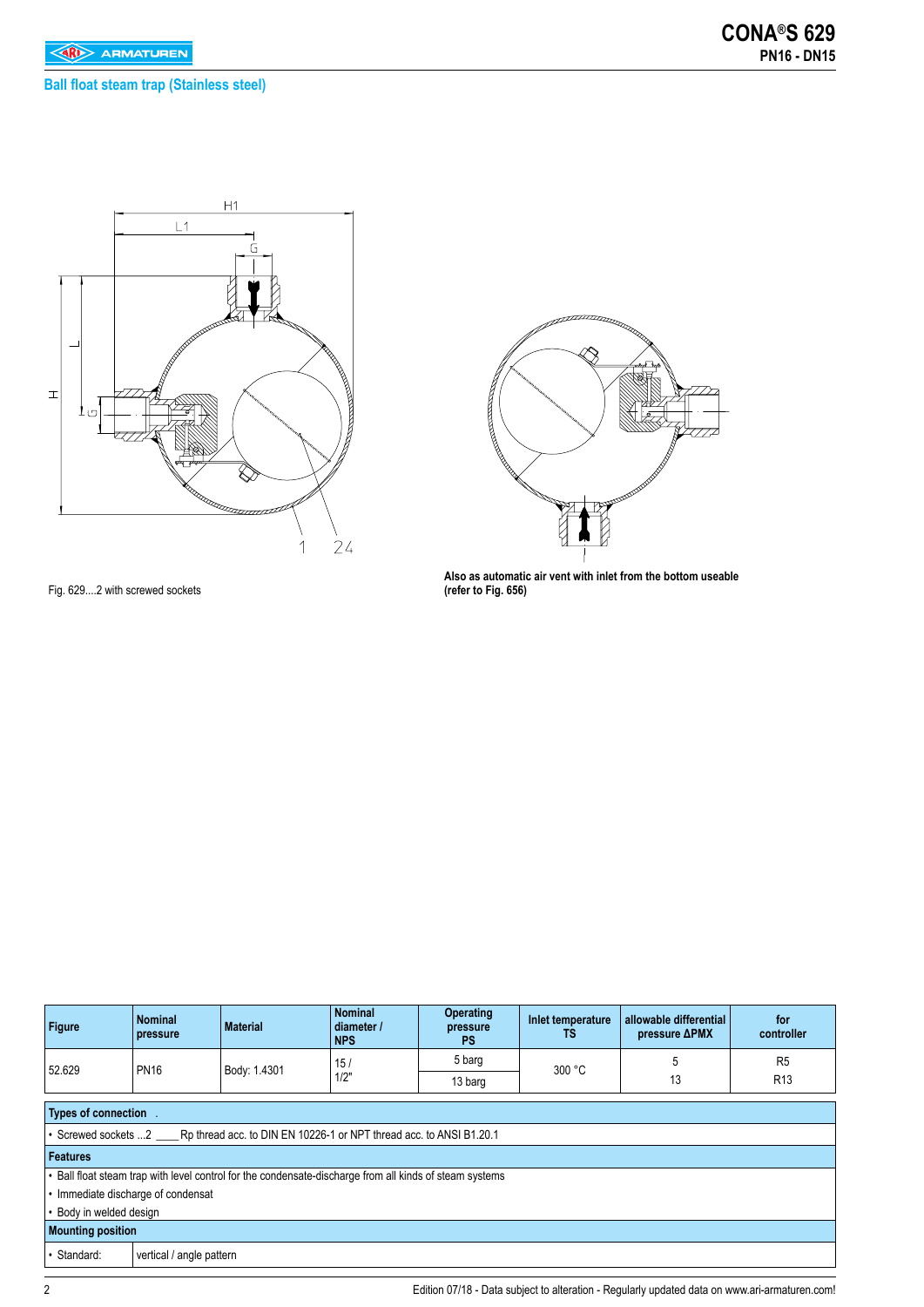## Ball float steam trap (Stainless steel)

Fig. 629....2 with screwed sockets

**Also as automatic air vent with inlet from the bottom useable (refer to Fig. 656)**

| Figure | Nominal pressure | Material | Nominal diameter / NPS | Operating pressure PS | Inlet temperature TS | allowable differential pressure ΔPMX | for controller |
|---|---|---|---|---|---|---|---|
| 52.629 | PN16 | Body: 1.4301 | 15 / 1/2" | 5 barg | 300 °C | 5 | R5 |
| | | | | 13 barg | | 13 | R13 |

| **Types of connection** | |
|---|---|
| • Screwed sockets ...2 ____ Rp thread acc. to DIN EN 10226-1 or NPT thread acc. to ANSI B1.20.1 | |
| **Features** | |
| • Ball float steam trap with level control for the condensate-discharge from all kinds of steam systems | |
| • Immediate discharge of condensat | |
| • Body in welded design | |
| **Mounting position** | |
| • Standard: | vertical / angle pattern |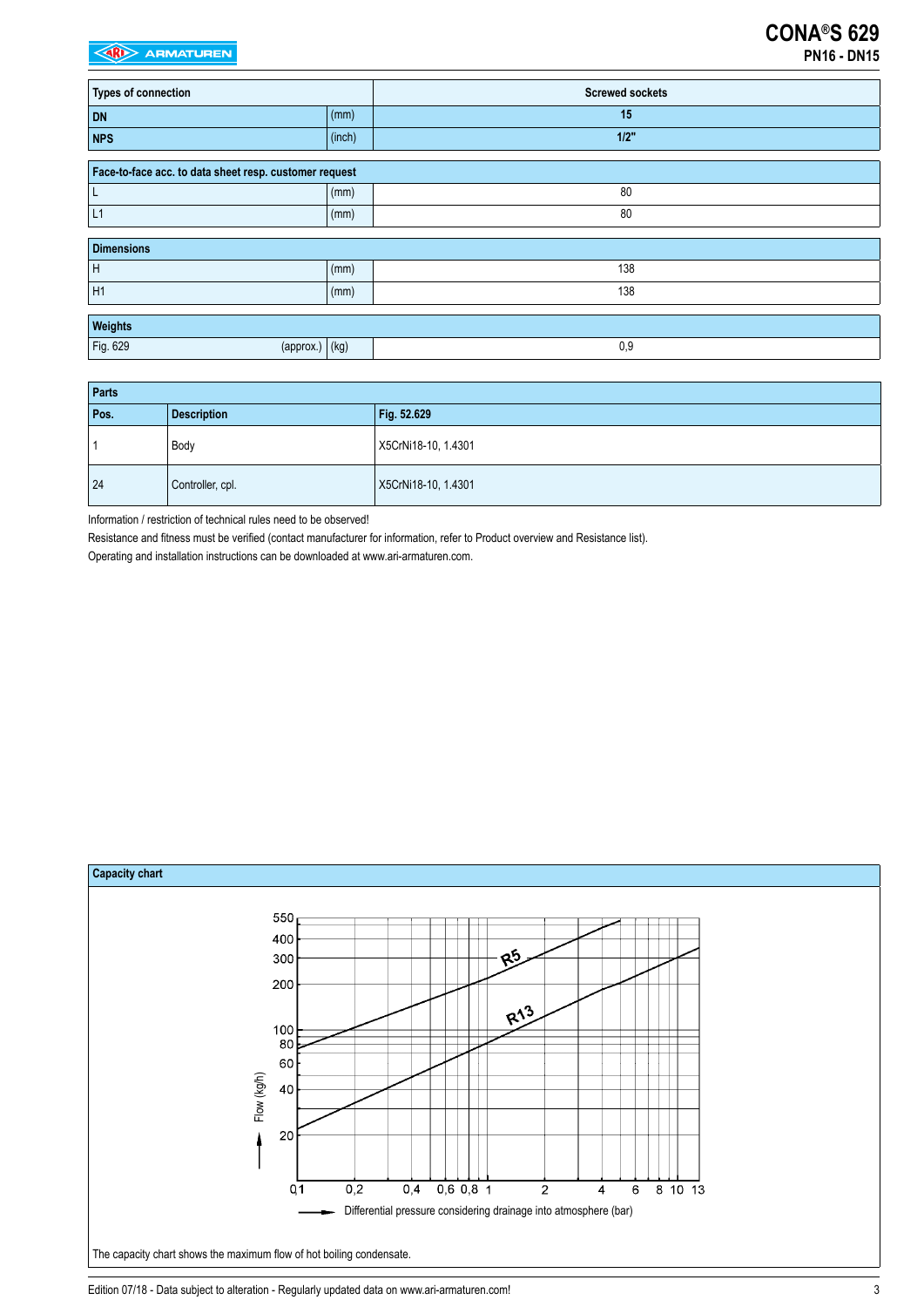# CONA®S 629

**PN16 - DN15**

| **Types of connection** | | **Screwed sockets** |
|---|---|---|
| **DN** | (mm) | **15** |
| **NPS** | (inch) | **1/2"** |

| **Face-to-face acc. to data sheet resp. customer request** | | |
|---|---|---|
| L | (mm) | 80 |
| L1 | (mm) | 80 |

| **Dimensions** | | |
|---|---|---|
| H | (mm) | 138 |
| H1 | (mm) | 138 |

| **Weights** | | |
|---|---|---|
| Fig. 629 (approx.) | (kg) | 0,9 |

| **Parts** | | |
|---|---|---|
| **Pos.** | **Description** | **Fig. 52.629** |
| 1 | Body | X5CrNi18-10, 1.4301 |
| 24 | Controller, cpl. | X5CrNi18-10, 1.4301 |

Information / restriction of technical rules need to be observed!

Resistance and fitness must be verified (contact manufacturer for information, refer to Product overview and Resistance list).

Operating and installation instructions can be downloaded at www.ari-armaturen.com.

**Capacity chart**

Flow (kg/h): 20, 40, 60, 80, 100, 200, 300, 400, 550

Curves: R5, R13

Differential pressure considering drainage into atmosphere (bar): 0,1; 0,2; 0,4; 0,6; 0,8; 1; 2; 4; 6; 8; 10; 13

The capacity chart shows the maximum flow of hot boiling condensate.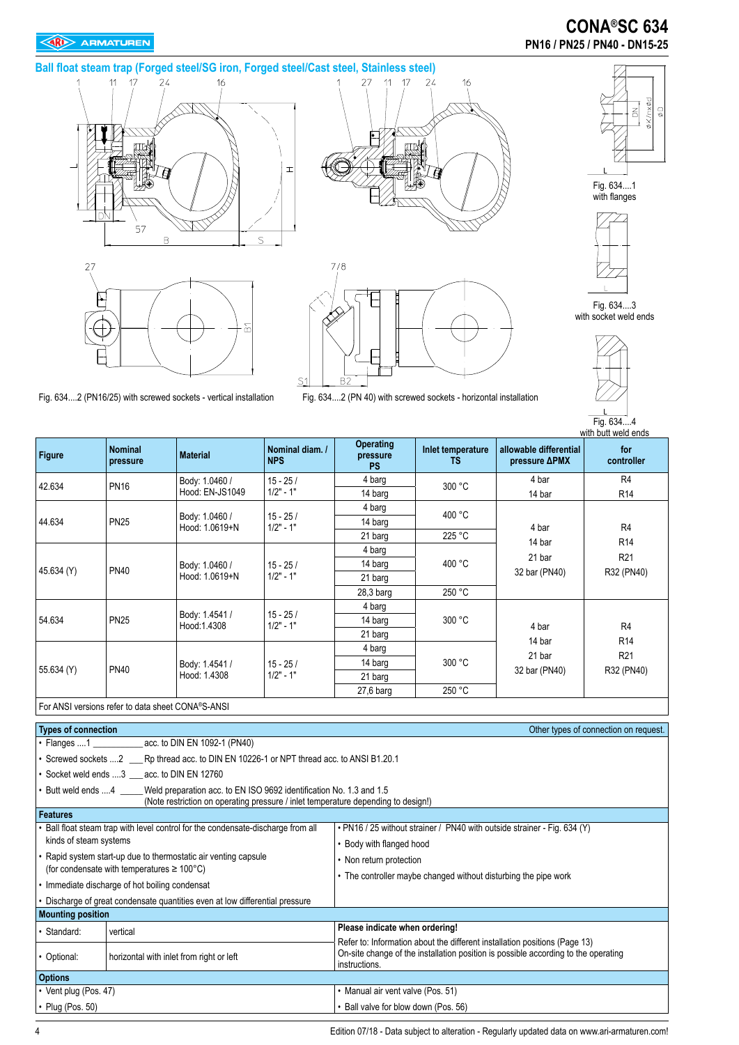# CONA®SC 634

PN16 / PN25 / PN40 - DN15-25

## Ball float steam trap (Forged steel/SG iron, Forged steel/Cast steel, Stainless steel)

Fig. 634....1 with flanges

Fig. 634....3 with socket weld ends

Fig. 634....4 with butt weld ends

Fig. 634....2 (PN16/25) with screwed sockets - vertical installation

Fig. 634....2 (PN 40) with screwed sockets - horizontal installation

| Figure | Nominal pressure | Material | Nominal diam. / NPS | Operating pressure PS | Inlet temperature TS | allowable differential pressure ΔPMX | for controller |
|---|---|---|---|---|---|---|---|
| 42.634 | PN16 | Body: 1.0460 / Hood: EN-JS1049 | 15 - 25 / 1/2" - 1" | 4 barg | 300 °C | 4 bar | R4 |
| | | | | 14 barg | | 14 bar | R14 |
| 44.634 | PN25 | Body: 1.0460 / Hood: 1.0619+N | 15 - 25 / 1/2" - 1" | 4 barg | 400 °C | 4 bar<br>14 bar<br>21 bar<br>32 bar (PN40) | R4<br>R14<br>R21<br>R32 (PN40) |
| | | | | 14 barg | | | |
| | | | | 21 barg | 225 °C | | |
| 45.634 (Y) | PN40 | Body: 1.0460 / Hood: 1.0619+N | 15 - 25 / 1/2" - 1" | 4 barg | 400 °C | | |
| | | | | 14 barg | | | |
| | | | | 21 barg | | | |
| | | | | 28,3 barg | 250 °C | | |
| 54.634 | PN25 | Body: 1.4541 / Hood:1.4308 | 15 - 25 / 1/2" - 1" | 4 barg | 300 °C | 4 bar<br>14 bar<br>21 bar<br>32 bar (PN40) | R4<br>R14<br>R21<br>R32 (PN40) |
| | | | | 14 barg | | | |
| | | | | 21 barg | | | |
| 55.634 (Y) | PN40 | Body: 1.4541 / Hood: 1.4308 | 15 - 25 / 1/2" - 1" | 4 barg | 300 °C | | |
| | | | | 14 barg | | | |
| | | | | 21 barg | | | |
| | | | | 27,6 barg | 250 °C | | |

For ANSI versions refer to data sheet CONA®S-ANSI

### Types of connection

Other types of connection on request.

- Flanges ....1 ____________ acc. to DIN EN 1092-1 (PN40)
- Screwed sockets ....2 ___ Rp thread acc. to DIN EN 10226-1 or NPT thread acc. to ANSI B1.20.1
- Socket weld ends ....3 ___ acc. to DIN EN 12760
- Butt weld ends ....4 _____ Weld preparation acc. to EN ISO 9692 identification No. 1.3 and 1.5 (Note restriction on operating pressure / inlet temperature depending to design!)

### Features

- Ball float steam trap with level control for the condensate-discharge from all kinds of steam systems
- Rapid system start-up due to thermostatic air venting capsule (for condensate with temperatures ≥ 100°C)
- Immediate discharge of hot boiling condensat
- Discharge of great condensate quantities even at low differential pressure
- PN16 / 25 without strainer / PN40 with outside strainer - Fig. 634 (Y)
- Body with flanged hood
- Non return protection
- The controller maybe changed without disturbing the pipe work

### Mounting position

| | |
|---|---|
| • Standard: | vertical |
| • Optional: | horizontal with inlet from right or left |

**Please indicate when ordering!**

Refer to: Information about the different installation positions (Page 13)
On-site change of the installation position is possible according to the operating instructions.

### Options

- Vent plug (Pos. 47)
- Plug (Pos. 50)
- Manual air vent valve (Pos. 51)
- Ball valve for blow down (Pos. 56)

Edition 07/18 - Data subject to alteration - Regularly updated data on www.ari-armaturen.com!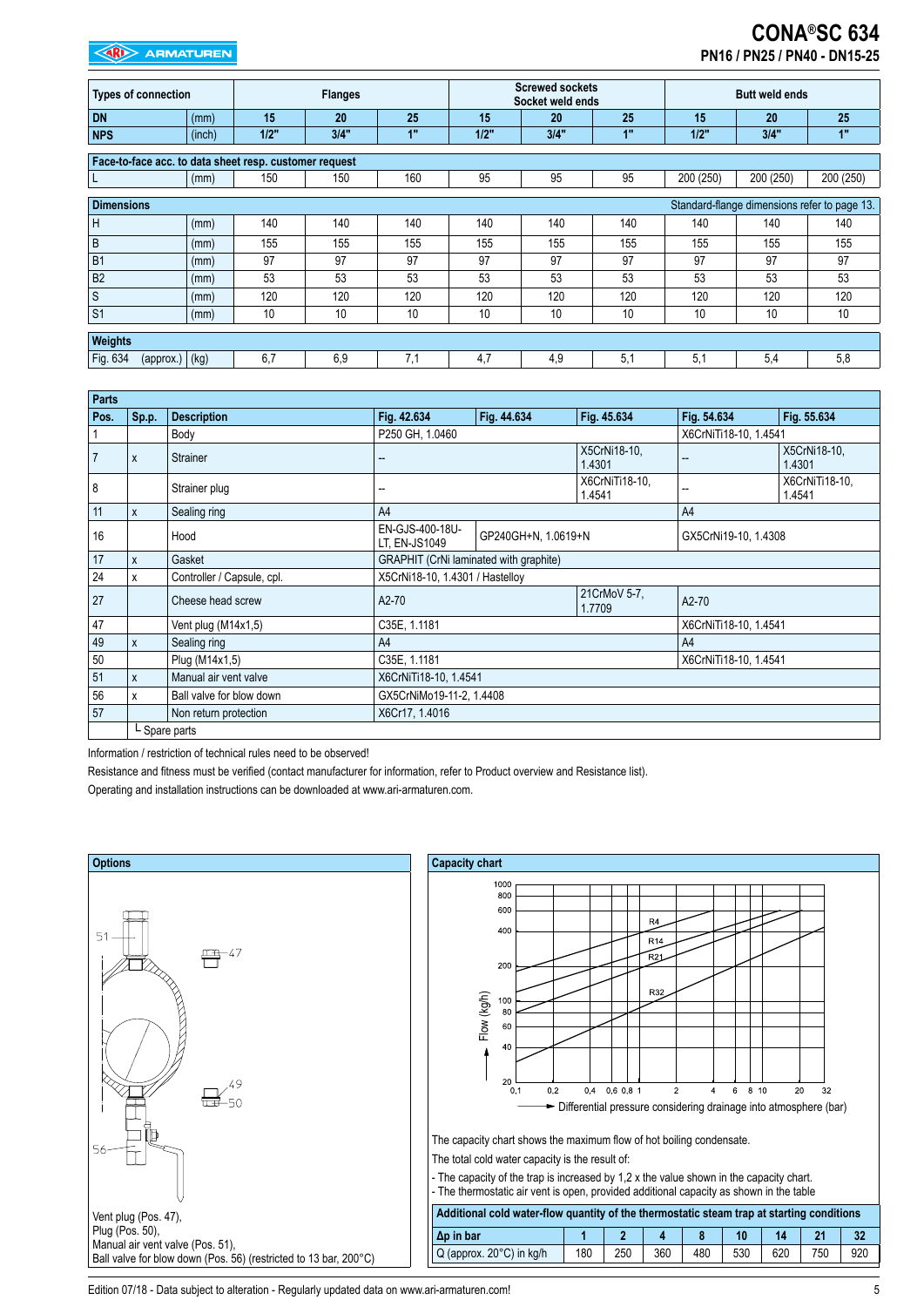# CONA®SC 634

## PN16 / PN25 / PN40 - DN15-25

| Types of connection | | Flanges | | | Screwed sockets Socket weld ends | | | Butt weld ends | | |
|---|---|---|---|---|---|---|---|---|---|---|
| DN | (mm) | 15 | 20 | 25 | 15 | 20 | 25 | 15 | 20 | 25 |
| NPS | (inch) | 1/2" | 3/4" | 1" | 1/2" | 3/4" | 1" | 1/2" | 3/4" | 1" |
| **Face-to-face acc. to data sheet resp. customer request** | | | | | | | | | | |
| L | (mm) | 150 | 150 | 160 | 95 | 95 | 95 | 200 (250) | 200 (250) | 200 (250) |
| **Dimensions** | | | | | | | | Standard-flange dimensions refer to page 13. | | |
| H | (mm) | 140 | 140 | 140 | 140 | 140 | 140 | 140 | 140 | 140 |
| B | (mm) | 155 | 155 | 155 | 155 | 155 | 155 | 155 | 155 | 155 |
| B1 | (mm) | 97 | 97 | 97 | 97 | 97 | 97 | 97 | 97 | 97 |
| B2 | (mm) | 53 | 53 | 53 | 53 | 53 | 53 | 53 | 53 | 53 |
| S | (mm) | 120 | 120 | 120 | 120 | 120 | 120 | 120 | 120 | 120 |
| S1 | (mm) | 10 | 10 | 10 | 10 | 10 | 10 | 10 | 10 | 10 |
| **Weights** | | | | | | | | | | |
| Fig. 634 (approx.) | (kg) | 6,7 | 6,9 | 7,1 | 4,7 | 4,9 | 5,1 | 5,1 | 5,4 | 5,8 |

**Parts**

| Pos. | Sp.p. | Description | Fig. 42.634 | Fig. 44.634 | Fig. 45.634 | Fig. 54.634 | Fig. 55.634 |
|---|---|---|---|---|---|---|---|
| 1 | | Body | P250 GH, 1.0460 | | | X6CrNiTi18-10, 1.4541 | |
| 7 | x | Strainer | -- | | X5CrNi18-10, 1.4301 | -- | X5CrNi18-10, 1.4301 |
| 8 | | Strainer plug | -- | | X6CrNiTi18-10, 1.4541 | -- | X6CrNiTi18-10, 1.4541 |
| 11 | x | Sealing ring | A4 | | | A4 | |
| 16 | | Hood | EN-GJS-400-18U-LT, EN-JS1049 | GP240GH+N, 1.0619+N | | GX5CrNi19-10, 1.4308 | |
| 17 | x | Gasket | GRAPHIT (CrNi laminated with graphite) | | | | |
| 24 | x | Controller / Capsule, cpl. | X5CrNi18-10, 1.4301 / Hastelloy | | | | |
| 27 | | Cheese head screw | A2-70 | | 21CrMoV 5-7, 1.7709 | A2-70 | |
| 47 | | Vent plug (M14x1,5) | C35E, 1.1181 | | | X6CrNiTi18-10, 1.4541 | |
| 49 | x | Sealing ring | A4 | | | A4 | |
| 50 | | Plug (M14x1,5) | C35E, 1.1181 | | | X6CrNiTi18-10, 1.4541 | |
| 51 | x | Manual air vent valve | X6CrNiTi18-10, 1.4541 | | | | |
| 56 | x | Ball valve for blow down | GX5CrNiMo19-11-2, 1.4408 | | | | |
| 57 | | Non return protection | X6Cr17, 1.4016 | | | | |

└ Spare parts

Information / restriction of technical rules need to be observed!

Resistance and fitness must be verified (contact manufacturer for information, refer to Product overview and Resistance list).

Operating and installation instructions can be downloaded at www.ari-armaturen.com.

**Options**

Vent plug (Pos. 47),
Plug (Pos. 50),
Manual air vent valve (Pos. 51),
Ball valve for blow down (Pos. 56) (restricted to 13 bar, 200°C)

**Capacity chart**

The capacity chart shows the maximum flow of hot boiling condensate.

The total cold water capacity is the result of:

- The capacity of the trap is increased by 1,2 x the value shown in the capacity chart.
- The thermostatic air vent is open, provided additional capacity as shown in the table

| Additional cold water-flow quantity of the thermostatic steam trap at starting conditions | | | | | | | | |
|---|---|---|---|---|---|---|---|---|
| Δp in bar | 1 | 2 | 4 | 8 | 10 | 14 | 21 | 32 |
| Q (approx. 20°C) in kg/h | 180 | 250 | 360 | 480 | 530 | 620 | 750 | 920 |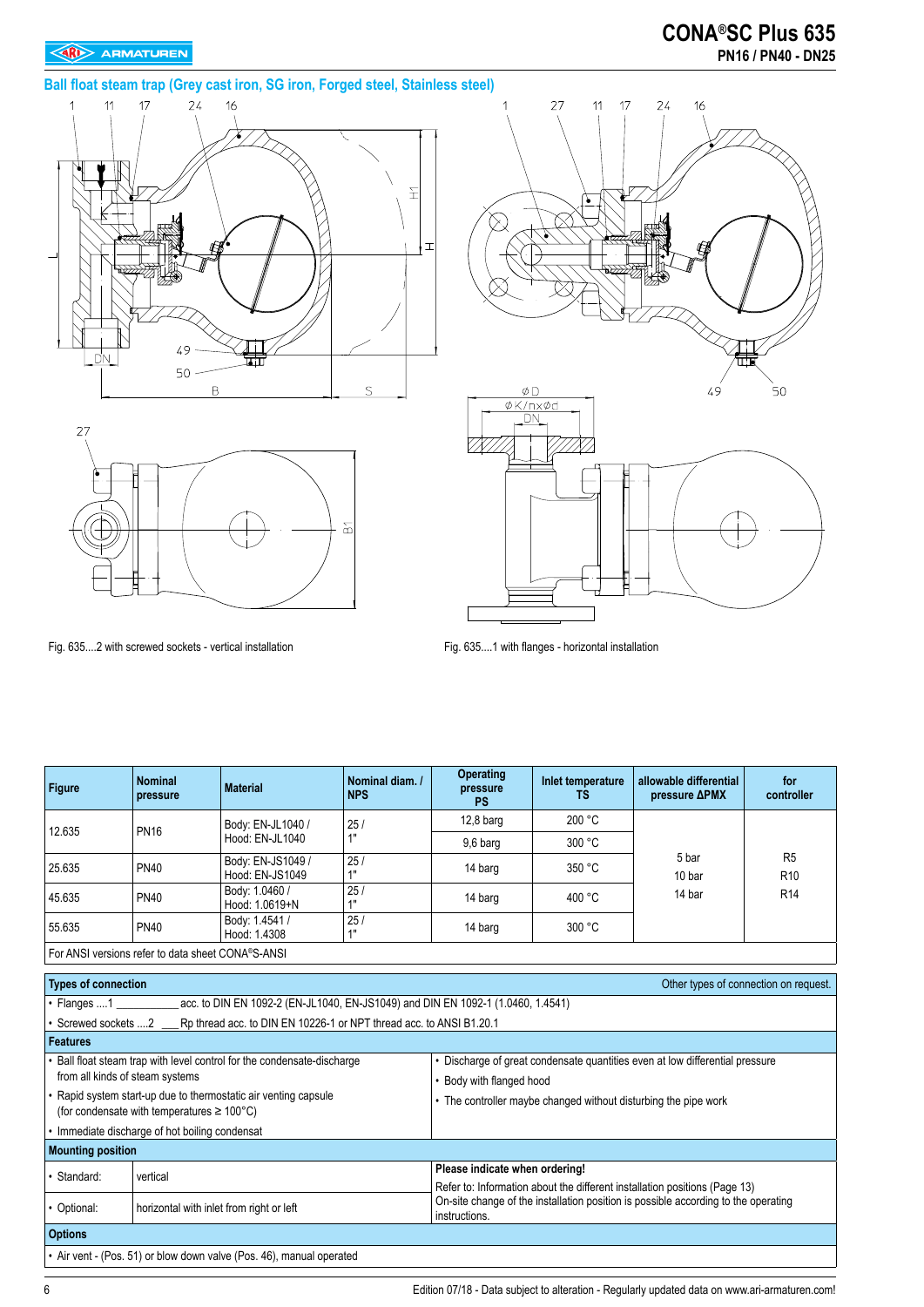## Ball float steam trap (Grey cast iron, SG iron, Forged steel, Stainless steel)

Fig. 635....2 with screwed sockets - vertical installation

Fig. 635....1 with flanges - horizontal installation

| Figure | Nominal pressure | Material | Nominal diam. / NPS | Operating pressure PS | Inlet temperature TS | allowable differential pressure ΔPMX | for controller |
|---|---|---|---|---|---|---|---|
| 12.635 | PN16 | Body: EN-JL1040 / Hood: EN-JL1040 | 25 / 1" | 12,8 barg | 200 °C | 5 bar<br>10 bar<br>14 bar | R5<br>R10<br>R14 |
| | | | | 9,6 barg | 300 °C | | |
| 25.635 | PN40 | Body: EN-JS1049 / Hood: EN-JS1049 | 25 / 1" | 14 barg | 350 °C | | |
| 45.635 | PN40 | Body: 1.0460 / Hood: 1.0619+N | 25 / 1" | 14 barg | 400 °C | | |
| 55.635 | PN40 | Body: 1.4541 / Hood: 1.4308 | 25 / 1" | 14 barg | 300 °C | | |

For ANSI versions refer to data sheet CONA®S-ANSI

**Types of connection** — Other types of connection on request.

- Flanges ....1 ____________ acc. to DIN EN 1092-2 (EN-JL1040, EN-JS1049) and DIN EN 1092-1 (1.0460, 1.4541)
- Screwed sockets ....2 ___ Rp thread acc. to DIN EN 10226-1 or NPT thread acc. to ANSI B1.20.1

**Features**

- Ball float steam trap with level control for the condensate-discharge from all kinds of steam systems
- Rapid system start-up due to thermostatic air venting capsule (for condensate with temperatures ≥ 100°C)
- Immediate discharge of hot boiling condensat
- Discharge of great condensate quantities even at low differential pressure
- Body with flanged hood
- The controller maybe changed without disturbing the pipe work

**Mounting position**

| | |
|---|---|
| • Standard: | vertical |
| • Optional: | horizontal with inlet from right or left |

**Please indicate when ordering!**
Refer to: Information about the different installation positions (Page 13)
On-site change of the installation position is possible according to the operating instructions.

**Options**

- Air vent - (Pos. 51) or blow down valve (Pos. 46), manual operated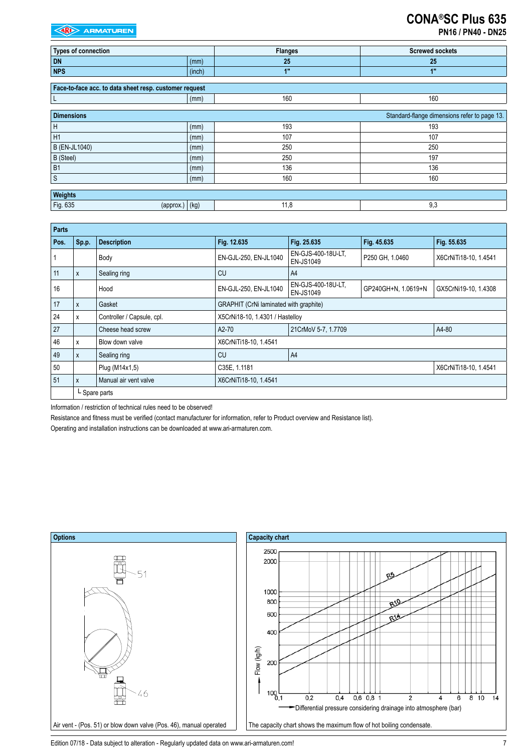# CONA®SC Plus 635

**PN16 / PN40 - DN25**

| Types of connection | | Flanges | Screwed sockets |
|---|---|---|---|
| **DN** | (mm) | **25** | **25** |
| **NPS** | (inch) | **1"** | **1"** |

| Face-to-face acc. to data sheet resp. customer request | | | |
|---|---|---|---|
| L | (mm) | 160 | 160 |

| Dimensions | | | Standard-flange dimensions refer to page 13. |
|---|---|---|---|
| H | (mm) | 193 | 193 |
| H1 | (mm) | 107 | 107 |
| B (EN-JL1040) | (mm) | 250 | 250 |
| B (Steel) | (mm) | 250 | 197 |
| B1 | (mm) | 136 | 136 |
| S | (mm) | 160 | 160 |

| Weights | | | |
|---|---|---|---|
| Fig. 635 (approx.) | (kg) | 11,8 | 9,3 |

**Parts**

| Pos. | Sp.p. | Description | Fig. 12.635 | Fig. 25.635 | Fig. 45.635 | Fig. 55.635 |
|---|---|---|---|---|---|---|
| 1 | | Body | EN-GJL-250, EN-JL1040 | EN-GJS-400-18U-LT, EN-JS1049 | P250 GH, 1.0460 | X6CrNiTi18-10, 1.4541 |
| 11 | x | Sealing ring | CU | A4 | | |
| 16 | | Hood | EN-GJL-250, EN-JL1040 | EN-GJS-400-18U-LT, EN-JS1049 | GP240GH+N, 1.0619+N | GX5CrNi19-10, 1.4308 |
| 17 | x | Gasket | GRAPHIT (CrNi laminated with graphite) | | | |
| 24 | x | Controller / Capsule, cpl. | X5CrNi18-10, 1.4301 / Hastelloy | | | |
| 27 | | Cheese head screw | A2-70 | 21CrMoV 5-7, 1.7709 | | A4-80 |
| 46 | x | Blow down valve | X6CrNiTi18-10, 1.4541 | | | |
| 49 | x | Sealing ring | CU | A4 | | |
| 50 | | Plug (M14x1,5) | C35E, 1.1181 | | | X6CrNiTi18-10, 1.4541 |
| 51 | x | Manual air vent valve | X6CrNiTi18-10, 1.4541 | | | |
| | └ Spare parts | | | | | |

Information / restriction of technical rules need to be observed!

Resistance and fitness must be verified (contact manufacturer for information, refer to Product overview and Resistance list).

Operating and installation instructions can be downloaded at www.ari-armaturen.com.

**Options**

Air vent - (Pos. 51) or blow down valve (Pos. 46), manual operated

**Capacity chart**

Flow (kg/h) vs. Differential pressure considering drainage into atmosphere (bar); curves R5, R10, R14.

The capacity chart shows the maximum flow of hot boiling condensate.

Edition 07/18 - Data subject to alteration - Regularly updated data on www.ari-armaturen.com!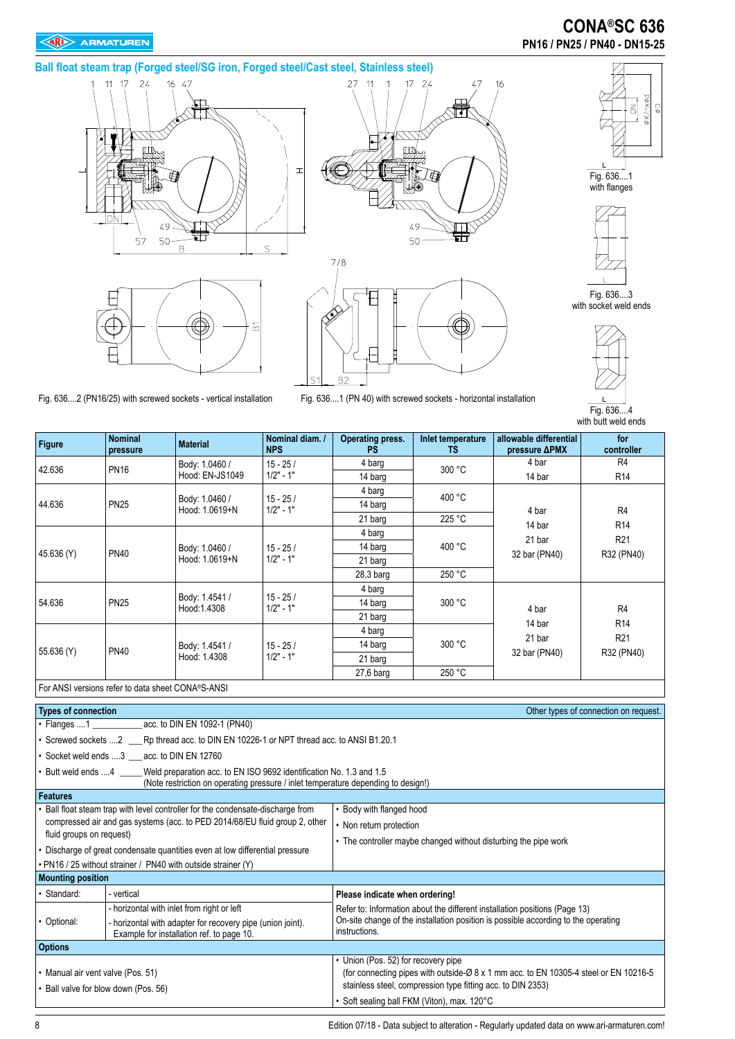# CONA®SC 636

**PN16 / PN25 / PN40 - DN15-25**

## Ball float steam trap (Forged steel/SG iron, Forged steel/Cast steel, Stainless steel)

Fig. 636....2 (PN16/25) with screwed sockets - vertical installation

Fig. 636....1 (PN 40) with screwed sockets - horizontal installation

Fig. 636....1 with flanges

Fig. 636....3 with socket weld ends

Fig. 636....4 with butt weld ends

| Figure | Nominal pressure | Material | Nominal diam. / NPS | Operating press. PS | Inlet temperature TS | allowable differential pressure ΔPMX | for controller |
|---|---|---|---|---|---|---|---|
| 42.636 | PN16 | Body: 1.0460 / Hood: EN-JS1049 | 15 - 25 / 1/2" - 1" | 4 barg | 300 °C | 4 bar | R4 |
| | | | | 14 barg | | 14 bar | R14 |
| 44.636 | PN25 | Body: 1.0460 / Hood: 1.0619+N | 15 - 25 / 1/2" - 1" | 4 barg | 400 °C | 4 bar<br>14 bar<br>21 bar<br>32 bar (PN40) | R4<br>R14<br>R21<br>R32 (PN40) |
| | | | | 14 barg | | | |
| | | | | 21 barg | 225 °C | | |
| 45.636 (Y) | PN40 | Body: 1.0460 / Hood: 1.0619+N | 15 - 25 / 1/2" - 1" | 4 barg | 400 °C | | |
| | | | | 14 barg | | | |
| | | | | 21 barg | | | |
| | | | | 28,3 barg | 250 °C | | |
| 54.636 | PN25 | Body: 1.4541 / Hood:1.4308 | 15 - 25 / 1/2" - 1" | 4 barg | 300 °C | 4 bar<br>14 bar<br>21 bar<br>32 bar (PN40) | R4<br>R14<br>R21<br>R32 (PN40) |
| | | | | 14 barg | | | |
| | | | | 21 barg | | | |
| 55.636 (Y) | PN40 | Body: 1.4541 / Hood: 1.4308 | 15 - 25 / 1/2" - 1" | 4 barg | 300 °C | | |
| | | | | 14 barg | | | |
| | | | | 21 barg | | | |
| | | | | 27,6 barg | 250 °C | | |

For ANSI versions refer to data sheet CONA®S-ANSI

### Types of connection

Other types of connection on request.

- Flanges ....1 ___________ acc. to DIN EN 1092-1 (PN40)
- Screwed sockets ....2 ___ Rp thread acc. to DIN EN 10226-1 or NPT thread acc. to ANSI B1.20.1
- Socket weld ends ....3 ___ acc. to DIN EN 12760
- Butt weld ends ....4 _____ Weld preparation acc. to EN ISO 9692 identification No. 1.3 and 1.5 (Note restriction on operating pressure / inlet temperature depending to design!)

### Features

- Ball float steam trap with level controller for the condensate-discharge from compressed air and gas systems (acc. to PED 2014/68/EU fluid group 2, other fluid groups on request)
- Discharge of great condensate quantities even at low differential pressure
- PN16 / 25 without strainer / PN40 with outside strainer (Y)
- Body with flanged hood
- Non return protection
- The controller maybe changed without disturbing the pipe work

### Mounting position

- Standard: - vertical
- Optional: - horizontal with inlet from right or left
  - horizontal with adapter for recovery pipe (union joint). Example for installation ref. to page 10.

**Please indicate when ordering!**

Refer to: Information about the different installation positions (Page 13)
On-site change of the installation position is possible according to the operating instructions.

### Options

- Manual air vent valve (Pos. 51)
- Ball valve for blow down (Pos. 56)
- Union (Pos. 52) for recovery pipe (for connecting pipes with outside-Ø 8 x 1 mm acc. to EN 10305-4 steel or EN 10216-5 stainless steel, compression type fitting acc. to DIN 2353)
- Soft sealing ball FKM (Viton), max. 120°C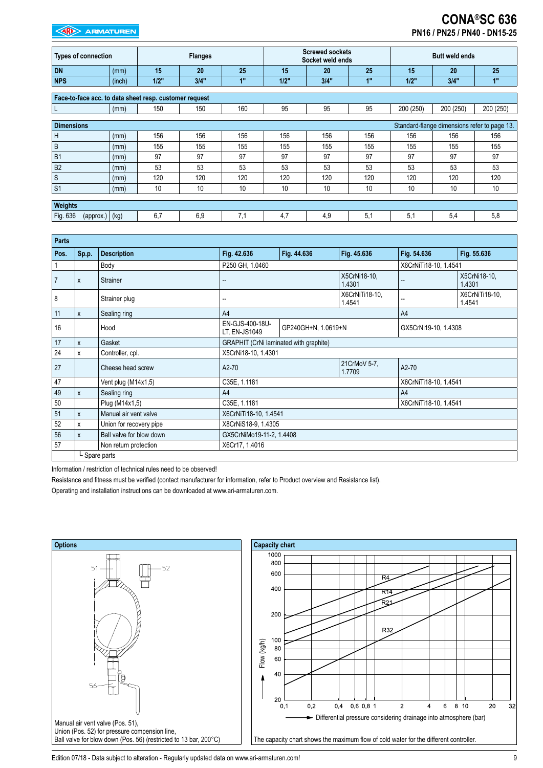# CONA®SC 636

## PN16 / PN25 / PN40 - DN15-25

| Types of connection | | Flanges | | | Screwed sockets Socket weld ends | | | Butt weld ends | | |
|---|---|---|---|---|---|---|---|---|---|---|
| **DN** | (mm) | **15** | **20** | **25** | **15** | **20** | **25** | **15** | **20** | **25** |
| **NPS** | (inch) | **1/2"** | **3/4"** | **1"** | **1/2"** | **3/4"** | **1"** | **1/2"** | **3/4"** | **1"** |
| **Face-to-face acc. to data sheet resp. customer request** | | | | | | | | | | |
| L | (mm) | 150 | 150 | 160 | 95 | 95 | 95 | 200 (250) | 200 (250) | 200 (250) |
| **Dimensions** | | | | | | | | Standard-flange dimensions refer to page 13. | | |
| H | (mm) | 156 | 156 | 156 | 156 | 156 | 156 | 156 | 156 | 156 |
| B | (mm) | 155 | 155 | 155 | 155 | 155 | 155 | 155 | 155 | 155 |
| B1 | (mm) | 97 | 97 | 97 | 97 | 97 | 97 | 97 | 97 | 97 |
| B2 | (mm) | 53 | 53 | 53 | 53 | 53 | 53 | 53 | 53 | 53 |
| S | (mm) | 120 | 120 | 120 | 120 | 120 | 120 | 120 | 120 | 120 |
| S1 | (mm) | 10 | 10 | 10 | 10 | 10 | 10 | 10 | 10 | 10 |
| **Weights** | | | | | | | | | | |
| Fig. 636 (approx.) | (kg) | 6,7 | 6,9 | 7,1 | 4,7 | 4,9 | 5,1 | 5,1 | 5,4 | 5,8 |

### Parts

| Pos. | Sp.p. | Description | Fig. 42.636 | Fig. 44.636 | Fig. 45.636 | Fig. 54.636 | Fig. 55.636 |
|---|---|---|---|---|---|---|---|
| 1 | | Body | P250 GH, 1.0460 | | | X6CrNiTi18-10, 1.4541 | |
| 7 | x | Strainer | -- | | X5CrNi18-10, 1.4301 | -- | X5CrNi18-10, 1.4301 |
| 8 | | Strainer plug | -- | | X6CrNiTi18-10, 1.4541 | -- | X6CrNiTi18-10, 1.4541 |
| 11 | x | Sealing ring | A4 | | | A4 | |
| 16 | | Hood | EN-GJS-400-18U-LT, EN-JS1049 | GP240GH+N, 1.0619+N | | GX5CrNi19-10, 1.4308 | |
| 17 | x | Gasket | GRAPHIT (CrNi laminated with graphite) | | | | |
| 24 | x | Controller, cpl. | X5CrNi18-10, 1.4301 | | | | |
| 27 | | Cheese head screw | A2-70 | | 21CrMoV 5-7, 1.7709 | A2-70 | |
| 47 | | Vent plug (M14x1,5) | C35E, 1.1181 | | | X6CrNiTi18-10, 1.4541 | |
| 49 | x | Sealing ring | A4 | | | A4 | |
| 50 | | Plug (M14x1,5) | C35E, 1.1181 | | | X6CrNiTi18-10, 1.4541 | |
| 51 | x | Manual air vent valve | X6CrNiTi18-10, 1.4541 | | | | |
| 52 | x | Union for recovery pipe | X8CrNiS18-9, 1.4305 | | | | |
| 56 | x | Ball valve for blow down | GX5CrNiMo19-11-2, 1.4408 | | | | |
| 57 | | Non return protection | X6Cr17, 1.4016 | | | | |
| | └ Spare parts | | | | | | |

Information / restriction of technical rules need to be observed!

Resistance and fitness must be verified (contact manufacturer for information, refer to Product overview and Resistance list).

Operating and installation instructions can be downloaded at www.ari-armaturen.com.

### Options

Manual air vent valve (Pos. 51),
Union (Pos. 52) for pressure compensation line,
Ball valve for blow down (Pos. 56) (restricted to 13 bar, 200°C)

### Capacity chart

Flow (kg/h) — Differential pressure considering drainage into atmosphere (bar)

Curves: R4, R14, R21, R32

The capacity chart shows the maximum flow of cold water for the different controller.

Edition 07/18 - Data subject to alteration - Regularly updated data on www.ari-armaturen.com!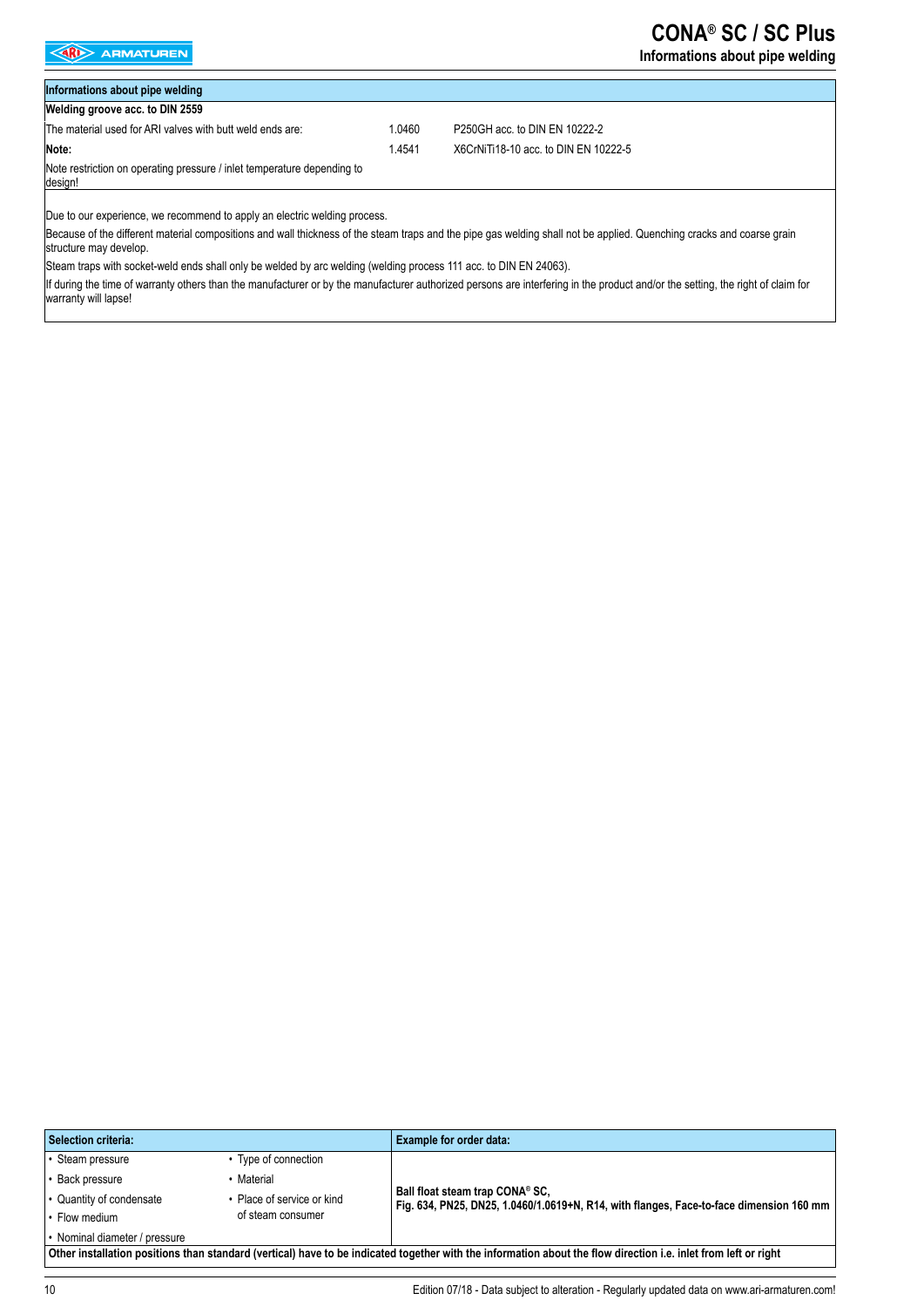## Informations about pipe welding

| Welding groove acc. to DIN 2559 | | |
|---|---|---|
| The material used for ARI valves with butt weld ends are: | 1.0460 | P250GH acc. to DIN EN 10222-2 |
| **Note:** | 1.4541 | X6CrNiTi18-10 acc. to DIN EN 10222-5 |
| Note restriction on operating pressure / inlet temperature depending to design! | | |

Due to our experience, we recommend to apply an electric welding process.

Because of the different material compositions and wall thickness of the steam traps and the pipe gas welding shall not be applied. Quenching cracks and coarse grain structure may develop.

Steam traps with socket-weld ends shall only be welded by arc welding (welding process 111 acc. to DIN EN 24063).

If during the time of warranty others than the manufacturer or by the manufacturer authorized persons are interfering in the product and/or the setting, the right of claim for warranty will lapse!

| Selection criteria: | | Example for order data: |
|---|---|---|
| • Steam pressure | • Type of connection | **Ball float steam trap CONA® SC,** **Fig. 634, PN25, DN25, 1.0460/1.0619+N, R14, with flanges, Face-to-face dimension 160 mm** |
| • Back pressure | • Material | |
| • Quantity of condensate | • Place of service or kind of steam consumer | |
| • Flow medium | | |
| • Nominal diameter / pressure | | |

**Other installation positions than standard (vertical) have to be indicated together with the information about the flow direction i.e. inlet from left or right**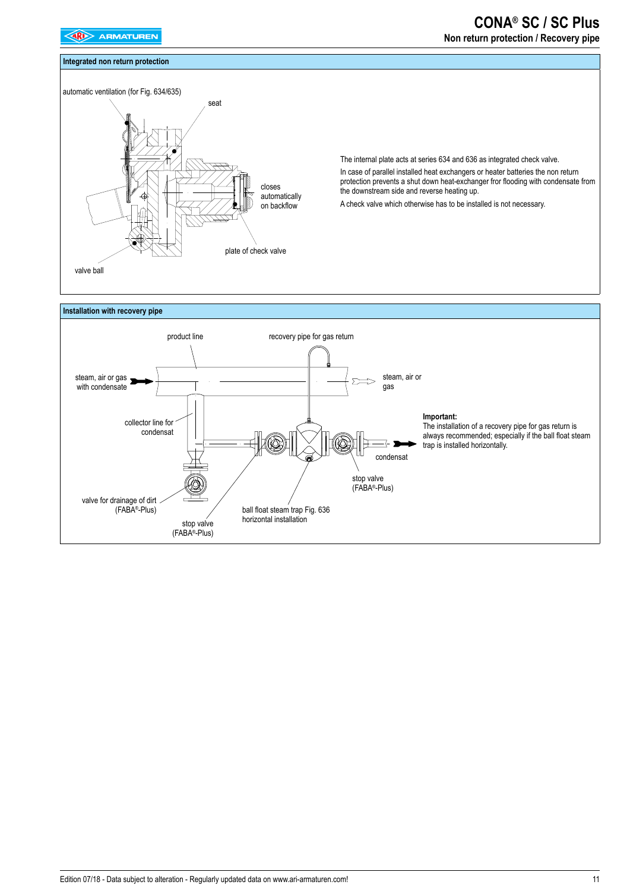## Integrated non return protection

automatic ventilation (for Fig. 634/635)

seat

closes automatically on backflow

plate of check valve

valve ball

The internal plate acts at series 634 and 636 as integrated check valve.

In case of parallel installed heat exchangers or heater batteries the non return protection prevents a shut down heat-exchanger fror flooding with condensate from the downstream side and reverse heating up.

A check valve which otherwise has to be installed is not necessary.

## Installation with recovery pipe

product line

recovery pipe for gas return

steam, air or gas with condensate

steam, air or gas

collector line for condensat

condensat

stop valve (FABA®-Plus)

valve for drainage of dirt (FABA®-Plus)

ball float steam trap Fig. 636 horizontal installation

stop valve (FABA®-Plus)

**Important:**
The installation of a recovery pipe for gas return is always recommended; especially if the ball float steam trap is installed horizontally.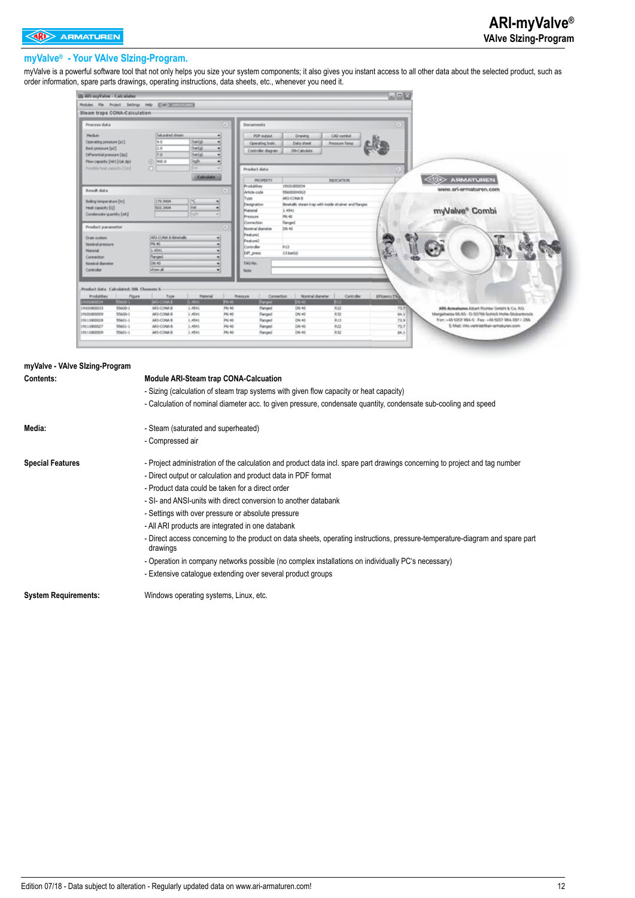## myValve® - Your VAlve SIzing-Program.

myValve is a powerful software tool that not only helps you size your system components; it also gives you instant access to all other data about the selected product, such as order information, spare parts drawings, operating instructions, data sheets, etc., whenever you need it.

### myValve - VAlve SIzing-Program

| | |
|---|---|
| **Contents:** | **Module ARI-Steam trap CONA-Calcuation** |
| | - Sizing (calculation of steam trap systems with given flow capacity or heat capacity) |
| | - Calculation of nominal diameter acc. to given pressure, condensate quantity, condensate sub-cooling and speed |
| **Media:** | - Steam (saturated and superheated) |
| | - Compressed air |
| **Special Features** | - Project administration of the calculation and product data incl. spare part drawings concerning to project and tag number |
| | - Direct output or calculation and product data in PDF format |
| | - Product data could be taken for a direct order |
| | - SI- and ANSI-units with direct conversion to another databank |
| | - Settings with over pressure or absolute pressure |
| | - All ARI products are integrated in one databank |
| | - Direct access concerning to the product on data sheets, operating instructions, pressure-temperature-diagram and spare part drawings |
| | - Operation in company networks possible (no complex installations on individually PC's necessary) |
| | - Extensive catalogue extending over several product groups |
| **System Requirements:** | Windows operating systems, Linux, etc. |

Edition 07/18 - Data subject to alteration - Regularly updated data on www.ari-armaturen.com!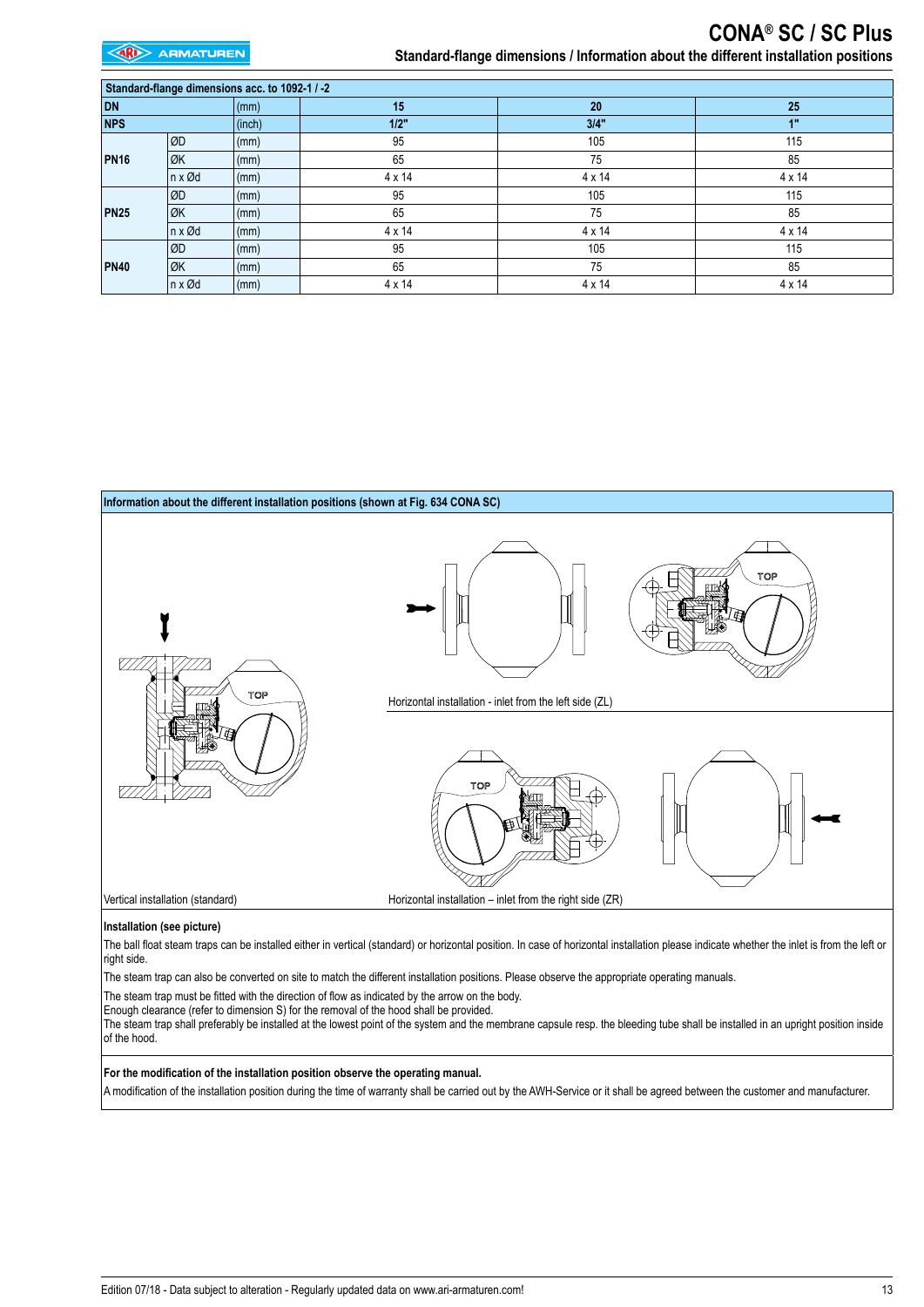# CONA® SC / SC Plus

## Standard-flange dimensions / Information about the different installation positions

| Standard-flange dimensions acc. to 1092-1 / -2 | | | | | |
|---|---|---|---|---|---|
| **DN** | | (mm) | **15** | **20** | **25** |
| **NPS** | | (inch) | **1/2"** | **3/4"** | **1"** |
| **PN16** | ØD | (mm) | 95 | 105 | 115 |
| | ØK | (mm) | 65 | 75 | 85 |
| | n x Ød | (mm) | 4 x 14 | 4 x 14 | 4 x 14 |
| **PN25** | ØD | (mm) | 95 | 105 | 115 |
| | ØK | (mm) | 65 | 75 | 85 |
| | n x Ød | (mm) | 4 x 14 | 4 x 14 | 4 x 14 |
| **PN40** | ØD | (mm) | 95 | 105 | 115 |
| | ØK | (mm) | 65 | 75 | 85 |
| | n x Ød | (mm) | 4 x 14 | 4 x 14 | 4 x 14 |

**Information about the different installation positions (shown at Fig. 634 CONA SC)**

Horizontal installation - inlet from the left side (ZL)

Vertical installation (standard)

Horizontal installation – inlet from the right side (ZR)

**Installation (see picture)**

The ball float steam traps can be installed either in vertical (standard) or horizontal position. In case of horizontal installation please indicate whether the inlet is from the left or right side.

The steam trap can also be converted on site to match the different installation positions. Please observe the appropriate operating manuals.

The steam trap must be fitted with the direction of flow as indicated by the arrow on the body.
Enough clearance (refer to dimension S) for the removal of the hood shall be provided.
The steam trap shall preferably be installed at the lowest point of the system and the membrane capsule resp. the bleeding tube shall be installed in an upright position inside of the hood.

**For the modification of the installation position observe the operating manual.**

A modification of the installation position during the time of warranty shall be carried out by the AWH-Service or it shall be agreed between the customer and manufacturer.

Edition 07/18 - Data subject to alteration - Regularly updated data on www.ari-armaturen.com!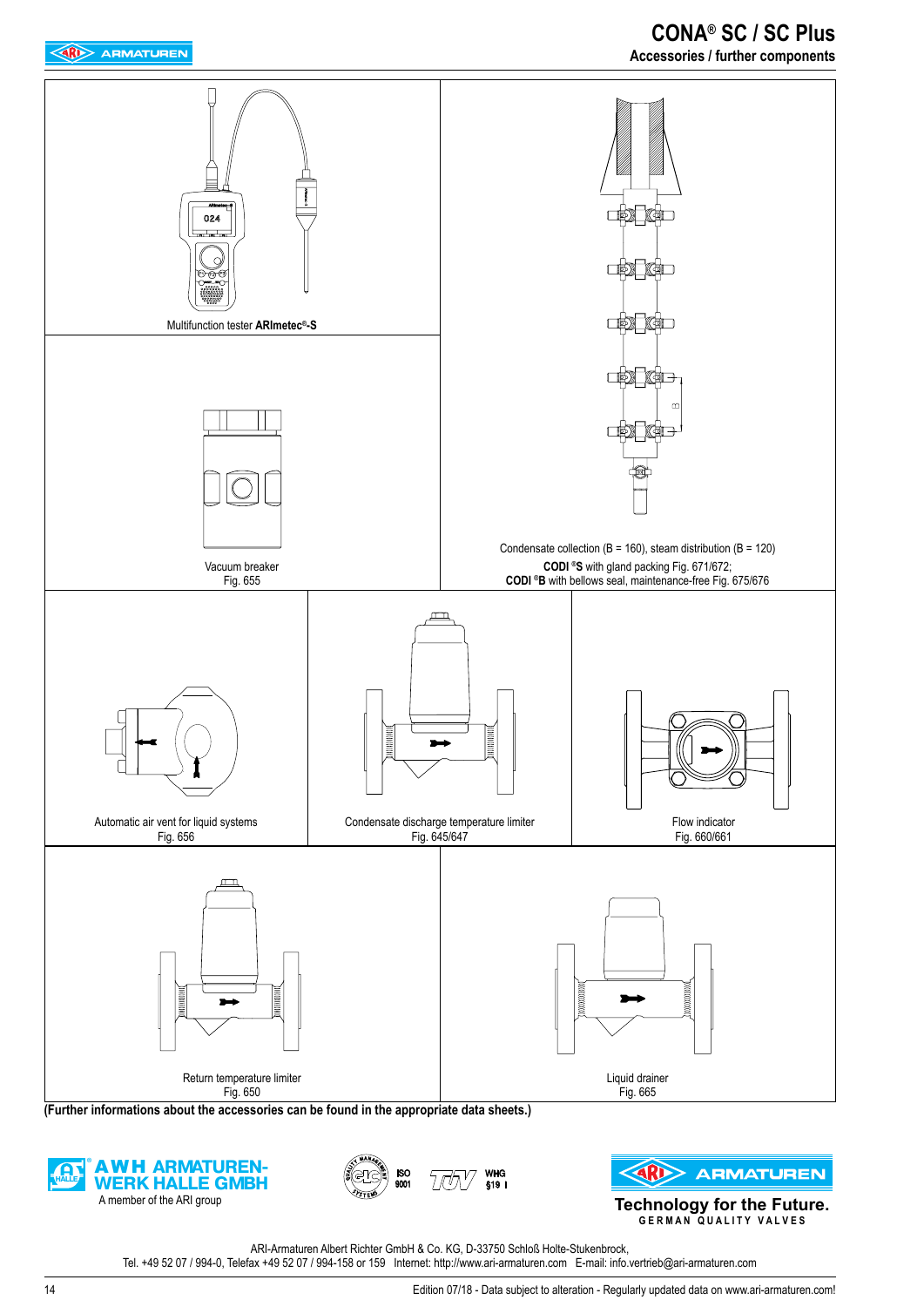# CONA® SC / SC Plus

## Accessories / further components

Multifunction tester **ARImetec®-S**

Condensate collection (B = 160), steam distribution (B = 120)
**CODI ®S** with gland packing Fig. 671/672;
**CODI ®B** with bellows seal, maintenance-free Fig. 675/676

Vacuum breaker
Fig. 655

Automatic air vent for liquid systems
Fig. 656

Condensate discharge temperature limiter
Fig. 645/647

Flow indicator
Fig. 660/661

Return temperature limiter
Fig. 650

Liquid drainer
Fig. 665

**(Further informations about the accessories can be found in the appropriate data sheets.)**

AWH ARMATUREN-WERK HALLE GMBH
A member of the ARI group

ISO 9001 WHG §19 I

ARI ARMATUREN
Technology for the Future.
GERMAN QUALITY VALVES

ARI-Armaturen Albert Richter GmbH & Co. KG, D-33750 Schloß Holte-Stukenbrock,
Tel. +49 52 07 / 994-0, Telefax +49 52 07 / 994-158 or 159 Internet: http://www.ari-armaturen.com E-mail: info.vertrieb@ari-armaturen.com

Edition 07/18 - Data subject to alteration - Regularly updated data on www.ari-armaturen.com!